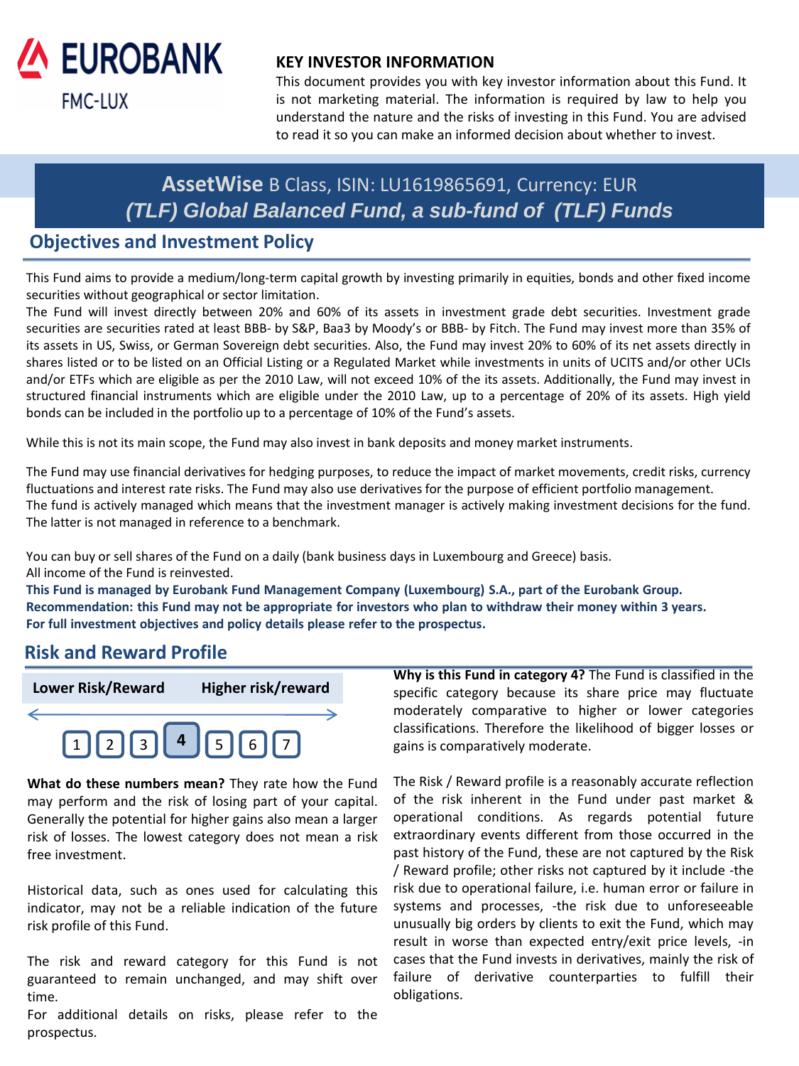EUROBANK
FMC-LUX

## KEY INVESTOR INFORMATION

This document provides you with key investor information about this Fund. It is not marketing material. The information is required by law to help you understand the nature and the risks of investing in this Fund. You are advised to read it so you can make an informed decision about whether to invest.

# AssetWise B Class, ISIN: LU1619865691, Currency: EUR
# *(TLF) Global Balanced Fund, a sub-fund of (TLF) Funds*

## Objectives and Investment Policy

This Fund aims to provide a medium/long-term capital growth by investing primarily in equities, bonds and other fixed income securities without geographical or sector limitation.
The Fund will invest directly between 20% and 60% of its assets in investment grade debt securities. Investment grade securities are securities rated at least BBB- by S&P, Baa3 by Moody's or BBB- by Fitch. The Fund may invest more than 35% of its assets in US, Swiss, or German Sovereign debt securities. Also, the Fund may invest 20% to 60% of its net assets directly in shares listed or to be listed on an Official Listing or a Regulated Market while investments in units of UCITS and/or other UCIs and/or ETFs which are eligible as per the 2010 Law, will not exceed 10% of its assets. Additionally, the Fund may invest in structured financial instruments which are eligible under the 2010 Law, up to a percentage of 20% of its assets. High yield bonds can be included in the portfolio up to a percentage of 10% of the Fund's assets.

While this is not its main scope, the Fund may also invest in bank deposits and money market instruments.

The Fund may use financial derivatives for hedging purposes, to reduce the impact of market movements, credit risks, currency fluctuations and interest rate risks. The Fund may also use derivatives for the purpose of efficient portfolio management.
The fund is actively managed which means that the investment manager is actively making investment decisions for the fund. The latter is not managed in reference to a benchmark.

You can buy or sell shares of the Fund on a daily (bank business days in Luxembourg and Greece) basis.
All income of the Fund is reinvested.
**This Fund is managed by Eurobank Fund Management Company (Luxembourg) S.A., part of the Eurobank Group.**
**Recommendation: this Fund may not be appropriate for investors who plan to withdraw their money within 3 years.**
**For full investment objectives and policy details please refer to the prospectus.**

## Risk and Reward Profile

| Lower Risk/Reward | | | | | | Higher risk/reward |
|---|---|---|---|---|---|---|
| 1 | 2 | 3 | **4** | 5 | 6 | 7 |

**What do these numbers mean?** They rate how the Fund may perform and the risk of losing part of your capital. Generally the potential for higher gains also mean a larger risk of losses. The lowest category does not mean a risk free investment.

Historical data, such as ones used for calculating this indicator, may not be a reliable indication of the future risk profile of this Fund.

The risk and reward category for this Fund is not guaranteed to remain unchanged, and may shift over time.
For additional details on risks, please refer to the prospectus.

**Why is this Fund in category 4?** The Fund is classified in the specific category because its share price may fluctuate moderately comparative to higher or lower categories classifications. Therefore the likelihood of bigger losses or gains is comparatively moderate.

The Risk / Reward profile is a reasonably accurate reflection of the risk inherent in the Fund under past market & operational conditions. As regards potential future extraordinary events different from those occurred in the past history of the Fund, these are not captured by the Risk / Reward profile; other risks not captured by it include -the risk due to operational failure, i.e. human error or failure in systems and processes, -the risk due to unforeseeable unusually big orders by clients to exit the Fund, which may result in worse than expected entry/exit price levels, -in cases that the Fund invests in derivatives, mainly the risk of failure of derivative counterparties to fulfill their obligations.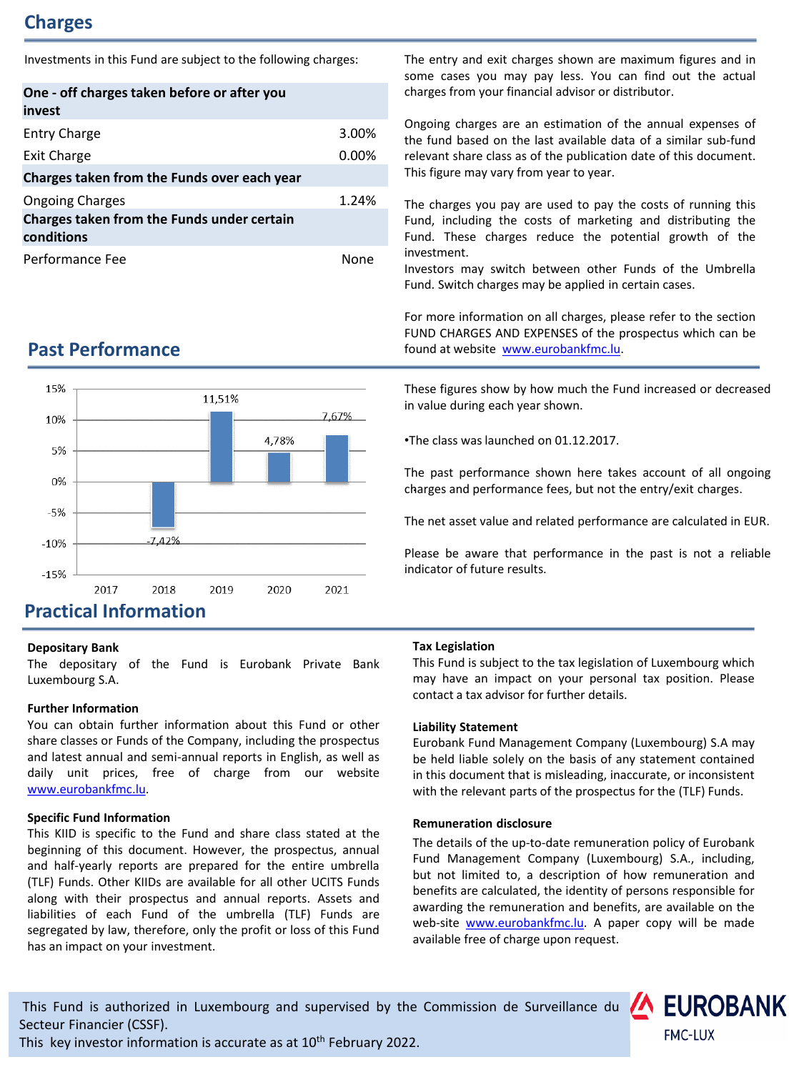## Charges

Investments in this Fund are subject to the following charges:

| | |
|---|---|
| **One - off charges taken before or after you invest** | |
| Entry Charge | 3.00% |
| Exit Charge | 0.00% |
| **Charges taken from the Funds over each year** | |
| Ongoing Charges | 1.24% |
| **Charges taken from the Funds under certain conditions** | |
| Performance Fee | None |

The entry and exit charges shown are maximum figures and in some cases you may pay less. You can find out the actual charges from your financial advisor or distributor.

Ongoing charges are an estimation of the annual expenses of the fund based on the last available data of a similar sub-fund relevant share class as of the publication date of this document. This figure may vary from year to year.

The charges you pay are used to pay the costs of running this Fund, including the costs of marketing and distributing the Fund. These charges reduce the potential growth of the investment.
Investors may switch between other Funds of the Umbrella Fund. Switch charges may be applied in certain cases.

For more information on all charges, please refer to the section FUND CHARGES AND EXPENSES of the prospectus which can be found at website www.eurobankfmc.lu.

## Past Performance

15%
10%
5%
0%
-5%
-10%
-15%

2017
2018 -7,42%
2019 11,51%
2020 4,78%
2021 7,67%

These figures show by how much the Fund increased or decreased in value during each year shown.

- The class was launched on 01.12.2017.

The past performance shown here takes account of all ongoing charges and performance fees, but not the entry/exit charges.

The net asset value and related performance are calculated in EUR.

Please be aware that performance in the past is not a reliable indicator of future results.

## Practical Information

**Depositary Bank**
The depositary of the Fund is Eurobank Private Bank Luxembourg S.A.

**Further Information**
You can obtain further information about this Fund or other share classes or Funds of the Company, including the prospectus and latest annual and semi-annual reports in English, as well as daily unit prices, free of charge from our website www.eurobankfmc.lu.

**Specific Fund Information**
This KIID is specific to the Fund and share class stated at the beginning of this document. However, the prospectus, annual and half-yearly reports are prepared for the entire umbrella (TLF) Funds. Other KIIDs are available for all other UCITS Funds along with their prospectus and annual reports. Assets and liabilities of each Fund of the umbrella (TLF) Funds are segregated by law, therefore, only the profit or loss of this Fund has an impact on your investment.

**Tax Legislation**
This Fund is subject to the tax legislation of Luxembourg which may have an impact on your personal tax position. Please contact a tax advisor for further details.

**Liability Statement**
Eurobank Fund Management Company (Luxembourg) S.A may be held liable solely on the basis of any statement contained in this document that is misleading, inaccurate, or inconsistent with the relevant parts of the prospectus for the (TLF) Funds.

**Remuneration disclosure**
The details of the up-to-date remuneration policy of Eurobank Fund Management Company (Luxembourg) S.A., including, but not limited to, a description of how remuneration and benefits are calculated, the identity of persons responsible for awarding the remuneration and benefits, are available on the web-site www.eurobankfmc.lu. A paper copy will be made available free of charge upon request.

This Fund is authorized in Luxembourg and supervised by the Commission de Surveillance du Secteur Financier (CSSF).
This key investor information is accurate as at 10th February 2022.

EUROBANK FMC-LUX